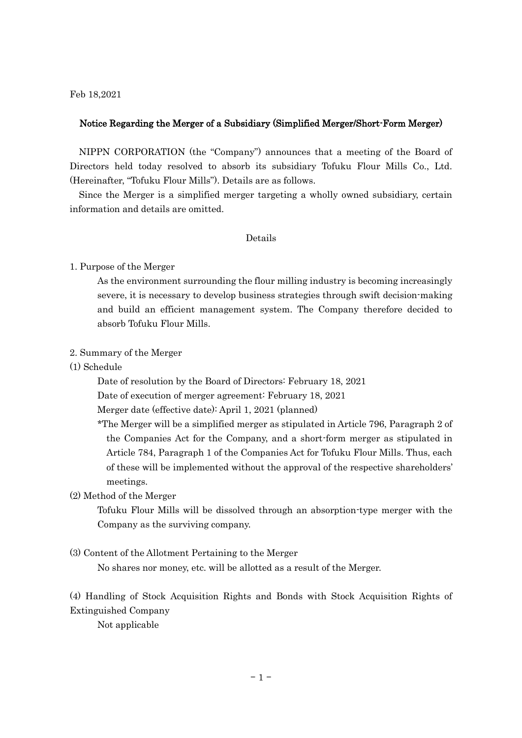Feb 18,2021

# Notice Regarding the Merger of a Subsidiary (Simplified Merger/Short-Form Merger)

NIPPN CORPORATION (the "Company") announces that a meeting of the Board of Directors held today resolved to absorb its subsidiary Tofuku Flour Mills Co., Ltd. (Hereinafter, "Tofuku Flour Mills"). Details are as follows.

Since the Merger is a simplified merger targeting a wholly owned subsidiary, certain information and details are omitted.

Details

## 1. Purpose of the Merger

As the environment surrounding the flour milling industry is becoming increasingly severe, it is necessary to develop business strategies through swift decision-making and build an efficient management system. The Company therefore decided to absorb Tofuku Flour Mills.

## 2. Summary of the Merger

### (1) Schedule

Date of resolution by the Board of Directors: February 18, 2021

Date of execution of merger agreement: February 18, 2021

Merger date (effective date): April 1, 2021 (planned)

*The Merger will be a simplified merger as stipulated in Article 796, Paragraph 2 of the Companies Act for the Company, and a short-form merger as stipulated in Article 784, Paragraph 1 of the Companies Act for Tofuku Flour Mills. Thus, each of these will be implemented without the approval of the respective shareholders' meetings.

### (2) Method of the Merger

Tofuku Flour Mills will be dissolved through an absorption-type merger with the Company as the surviving company.

### (3) Content of the Allotment Pertaining to the Merger

No shares nor money, etc. will be allotted as a result of the Merger.

### (4) Handling of Stock Acquisition Rights and Bonds with Stock Acquisition Rights of Extinguished Company

Not applicable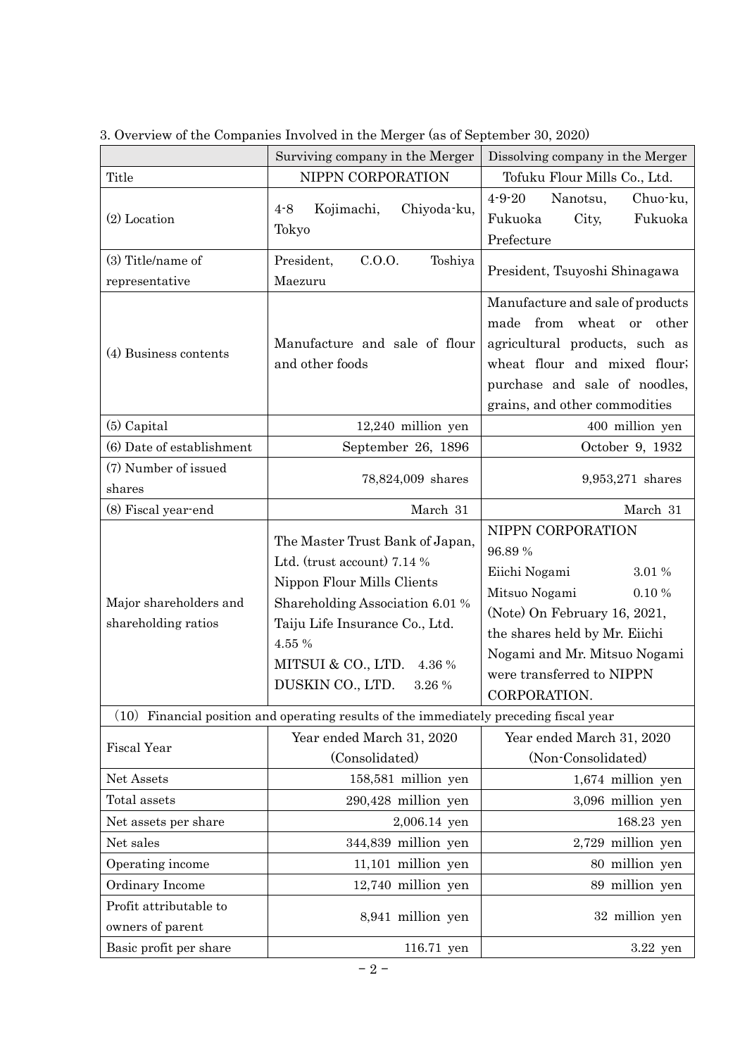3. Overview of the Companies Involved in the Merger (as of September 30, 2020)

| | Surviving company in the Merger | Dissolving company in the Merger |
|---|---|---|
| Title | NIPPN CORPORATION | Tofuku Flour Mills Co., Ltd. |
| (2) Location | 4-8 Kojimachi, Chiyoda-ku, Tokyo | 4-9-20 Nanotsu, Chuo-ku, Fukuoka City, Fukuoka Prefecture |
| (3) Title/name of representative | President, C.O.O. Toshiya Maezuru | President, Tsuyoshi Shinagawa |
| (4) Business contents | Manufacture and sale of flour and other foods | Manufacture and sale of products made from wheat or other agricultural products, such as wheat flour and mixed flour; purchase and sale of noodles, grains, and other commodities |
| (5) Capital | 12,240 million yen | 400 million yen |
| (6) Date of establishment | September 26, 1896 | October 9, 1932 |
| (7) Number of issued shares | 78,824,009 shares | 9,953,271 shares |
| (8) Fiscal year-end | March 31 | March 31 |
| Major shareholders and shareholding ratios | The Master Trust Bank of Japan, Ltd. (trust account) 7.14 %<br>Nippon Flour Mills Clients Shareholding Association 6.01 %<br>Taiju Life Insurance Co., Ltd. 4.55 %<br>MITSUI & CO., LTD. 4.36 %<br>DUSKIN CO., LTD. 3.26 % | NIPPN CORPORATION 96.89 %<br>Eiichi Nogami 3.01 %<br>Mitsuo Nogami 0.10 %<br>(Note) On February 16, 2021, the shares held by Mr. Eiichi Nogami and Mr. Mitsuo Nogami were transferred to NIPPN CORPORATION. |
| (10) Financial position and operating results of the immediately preceding fiscal year | | |
| Fiscal Year | Year ended March 31, 2020 (Consolidated) | Year ended March 31, 2020 (Non-Consolidated) |
| Net Assets | 158,581 million yen | 1,674 million yen |
| Total assets | 290,428 million yen | 3,096 million yen |
| Net assets per share | 2,006.14 yen | 168.23 yen |
| Net sales | 344,839 million yen | 2,729 million yen |
| Operating income | 11,101 million yen | 80 million yen |
| Ordinary Income | 12,740 million yen | 89 million yen |
| Profit attributable to owners of parent | 8,941 million yen | 32 million yen |
| Basic profit per share | 116.71 yen | 3.22 yen |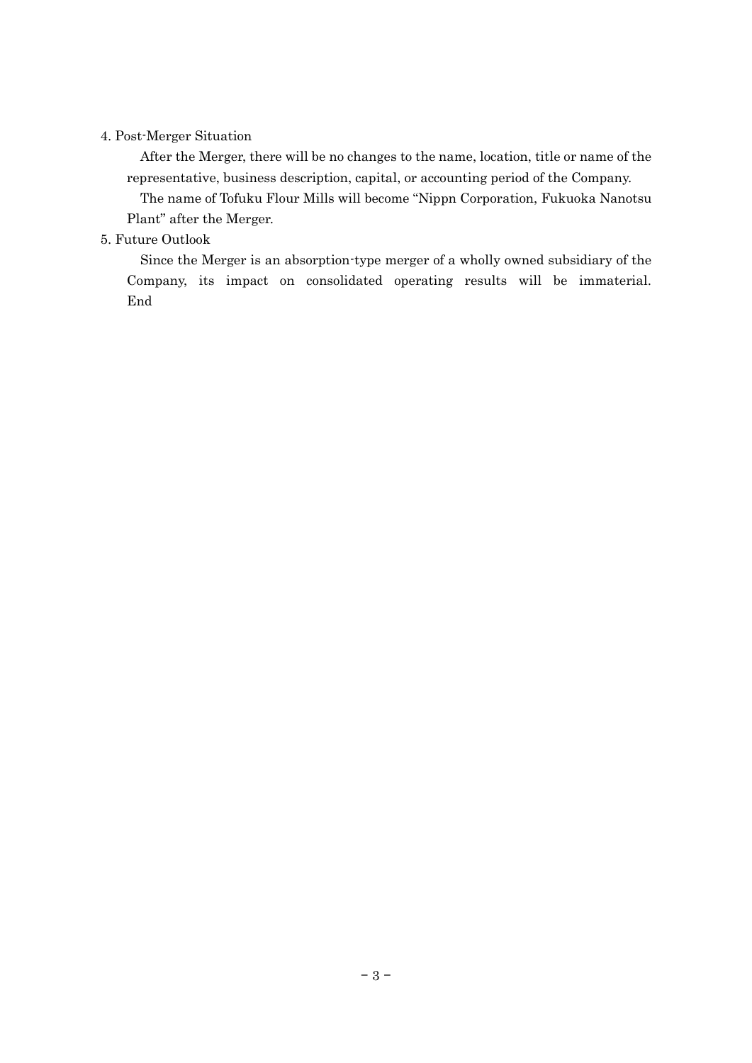4. Post-Merger Situation

After the Merger, there will be no changes to the name, location, title or name of the representative, business description, capital, or accounting period of the Company.

The name of Tofuku Flour Mills will become "Nippn Corporation, Fukuoka Nanotsu Plant" after the Merger.

5. Future Outlook

Since the Merger is an absorption-type merger of a wholly owned subsidiary of the Company, its impact on consolidated operating results will be immaterial.

End